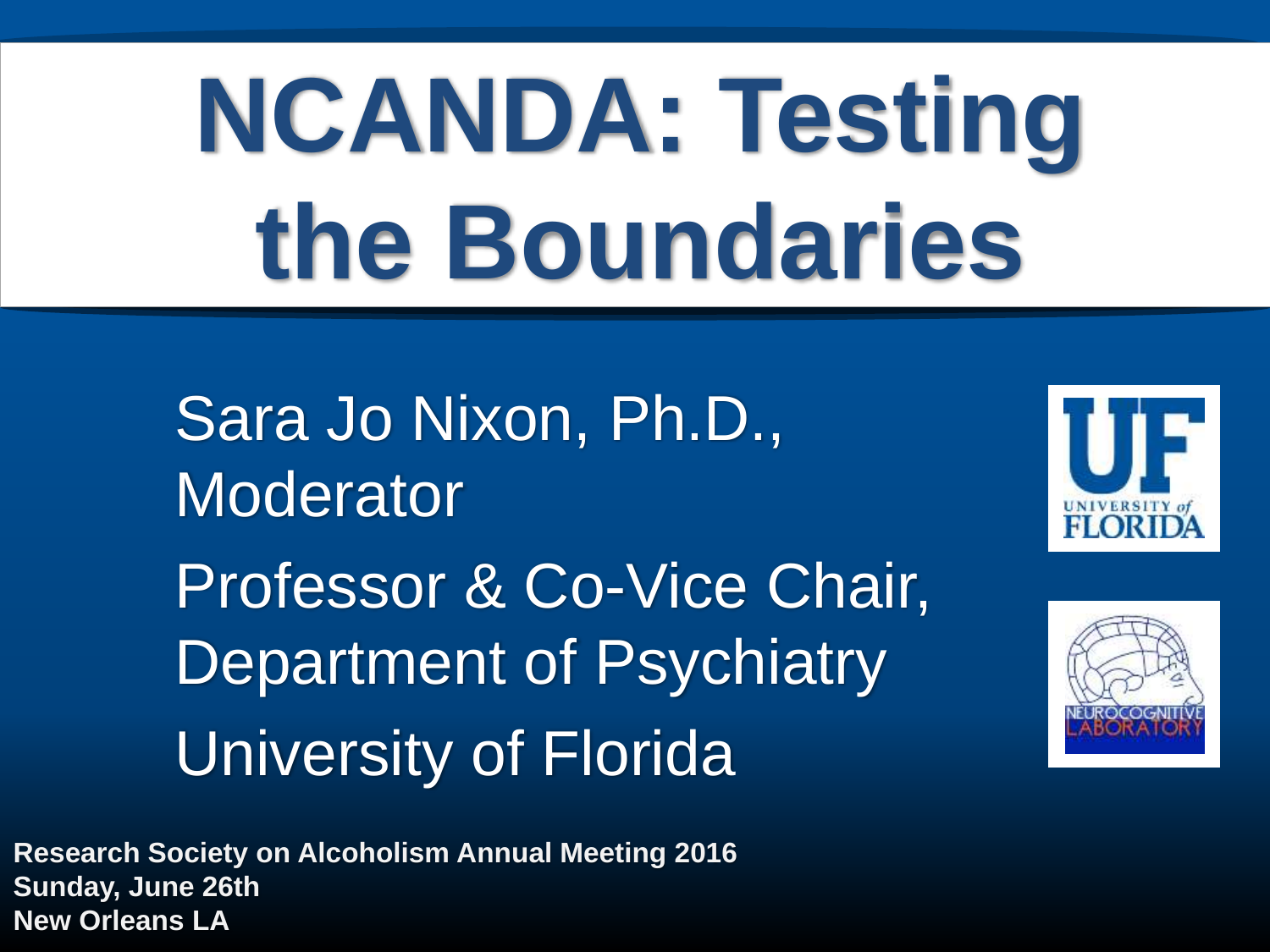# NCANDA: Testing the Boundaries

Sara Jo Nixon, Ph.D., Moderator

Professor & Co-Vice Chair, Department of Psychiatry

University of Florida

**Research Society on Alcoholism Annual Meeting 2016**
**Sunday, June 26th**
**New Orleans LA**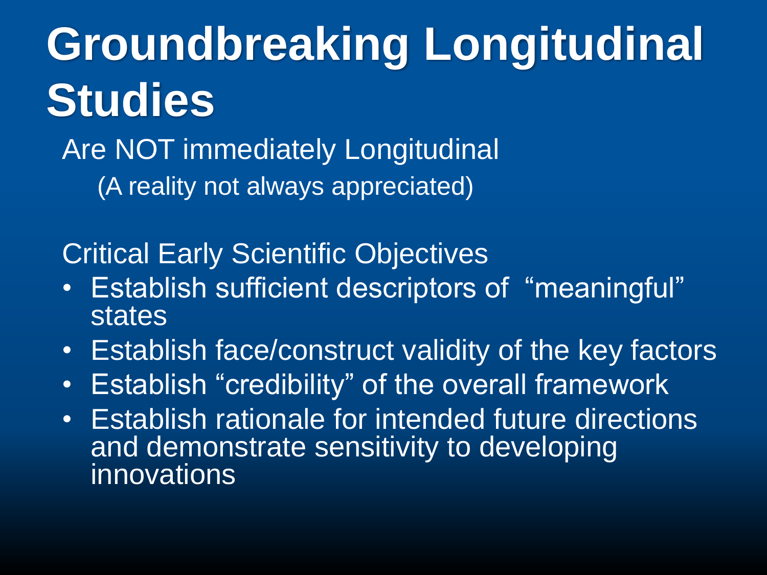# Groundbreaking Longitudinal Studies

Are NOT immediately Longitudinal

(A reality not always appreciated)

Critical Early Scientific Objectives

- Establish sufficient descriptors of "meaningful" states
- Establish face/construct validity of the key factors
- Establish "credibility" of the overall framework
- Establish rationale for intended future directions and demonstrate sensitivity to developing innovations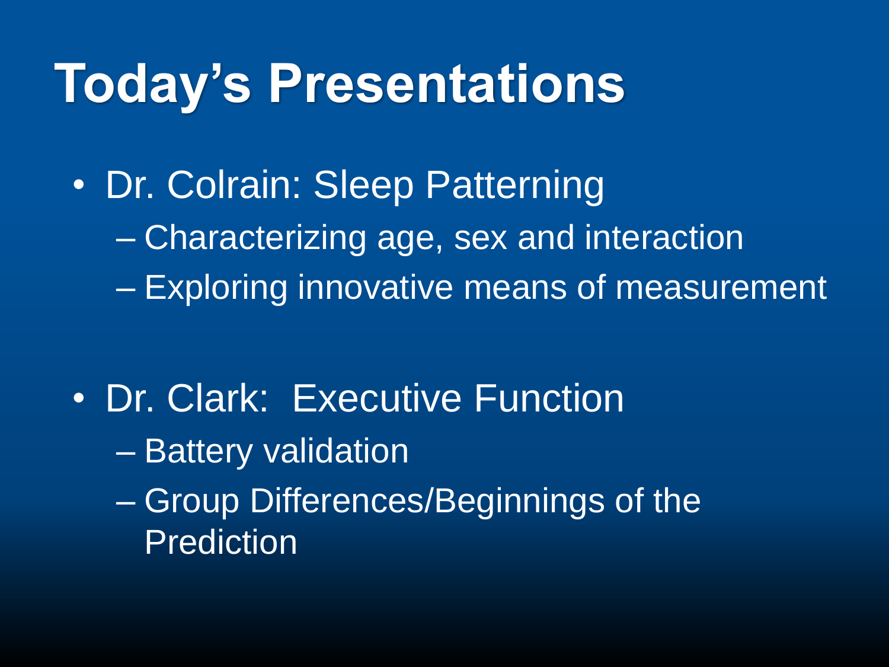# Today's Presentations

- Dr. Colrain: Sleep Patterning
  - Characterizing age, sex and interaction
  - Exploring innovative means of measurement

- Dr. Clark: Executive Function
  - Battery validation
  - Group Differences/Beginnings of the Prediction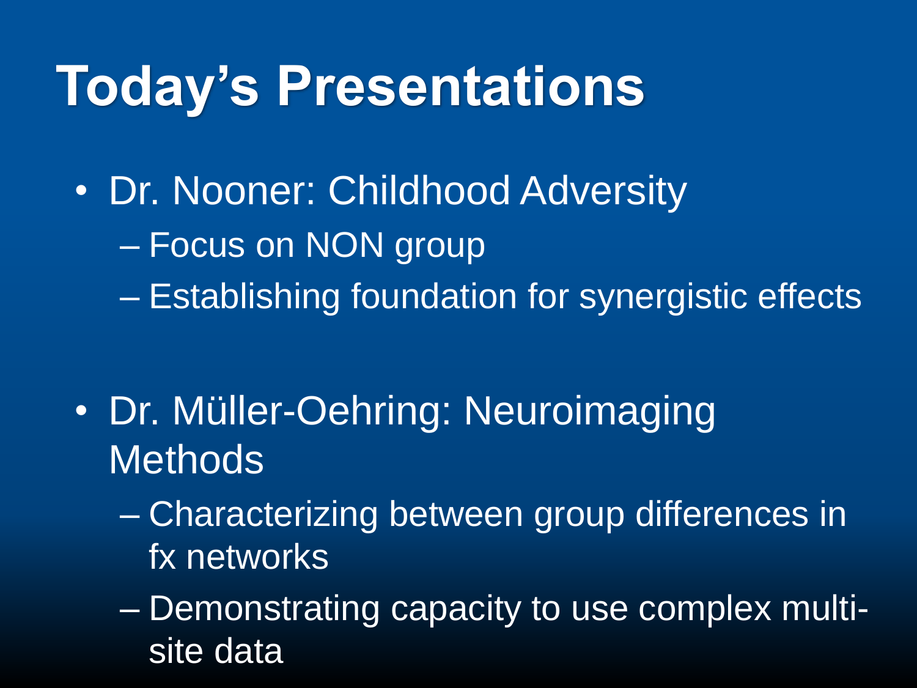# Today's Presentations

- Dr. Nooner: Childhood Adversity
  - Focus on NON group
  - Establishing foundation for synergistic effects

- Dr. Müller-Oehring: Neuroimaging Methods
  - Characterizing between group differences in fx networks
  - Demonstrating capacity to use complex multi-site data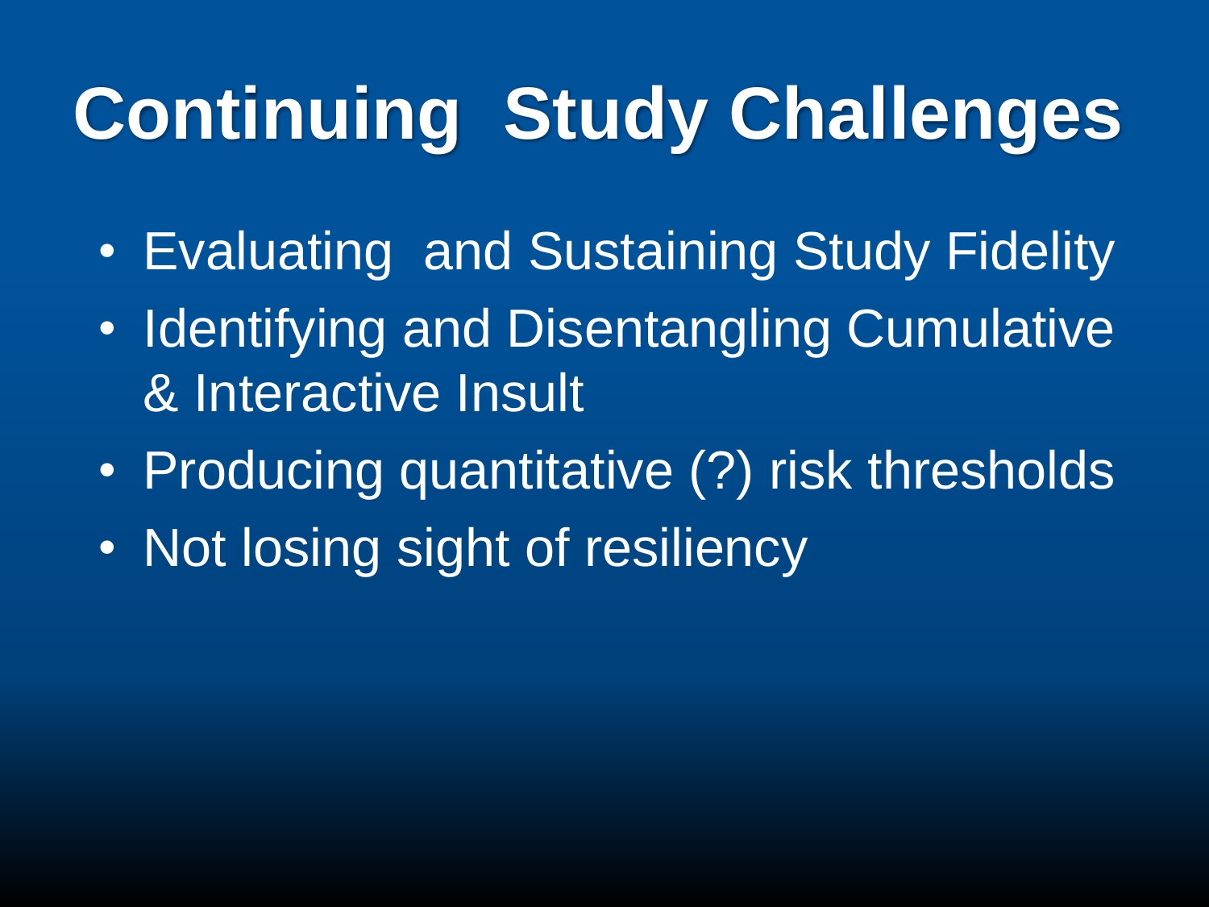# Continuing Study Challenges

- Evaluating and Sustaining Study Fidelity
- Identifying and Disentangling Cumulative & Interactive Insult
- Producing quantitative (?) risk thresholds
- Not losing sight of resiliency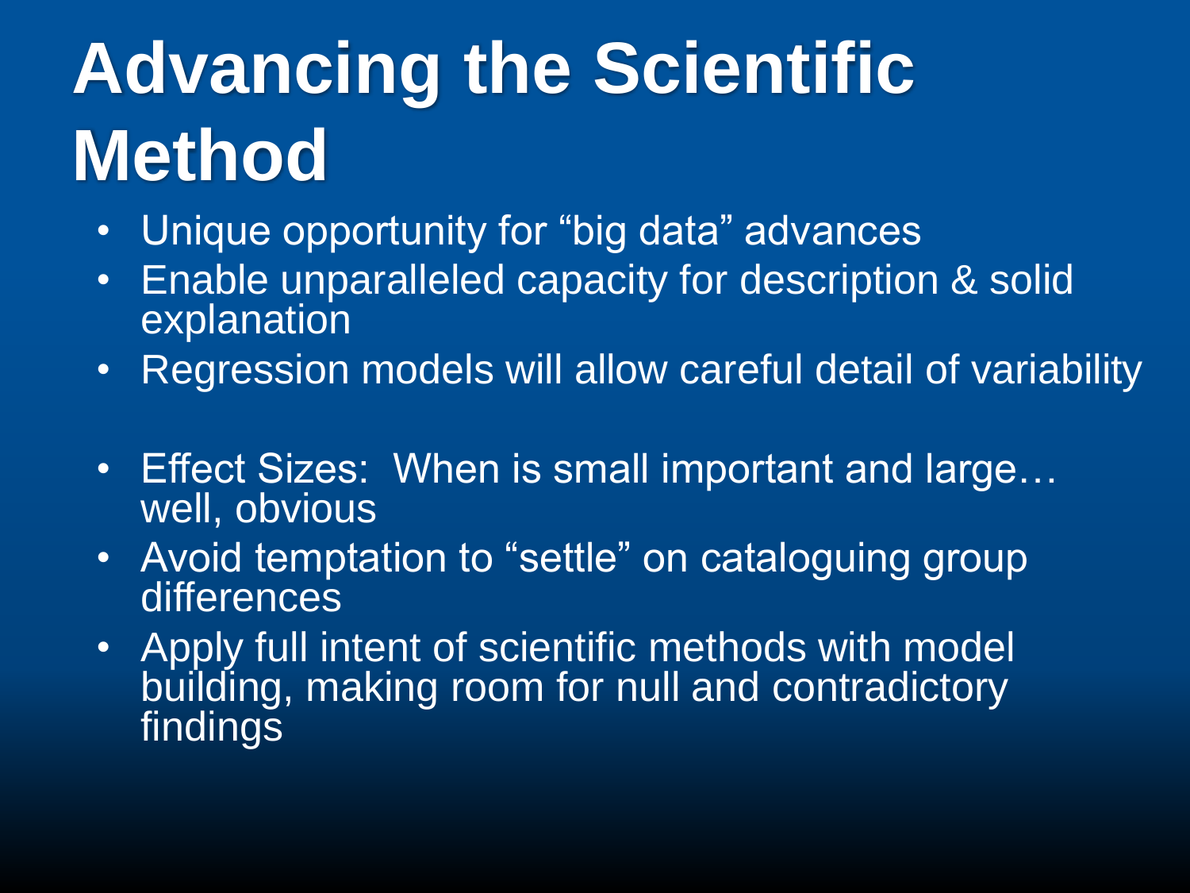# Advancing the Scientific Method

- Unique opportunity for "big data" advances
- Enable unparalleled capacity for description & solid explanation
- Regression models will allow careful detail of variability

- Effect Sizes: When is small important and large… well, obvious
- Avoid temptation to "settle" on cataloguing group differences
- Apply full intent of scientific methods with model building, making room for null and contradictory findings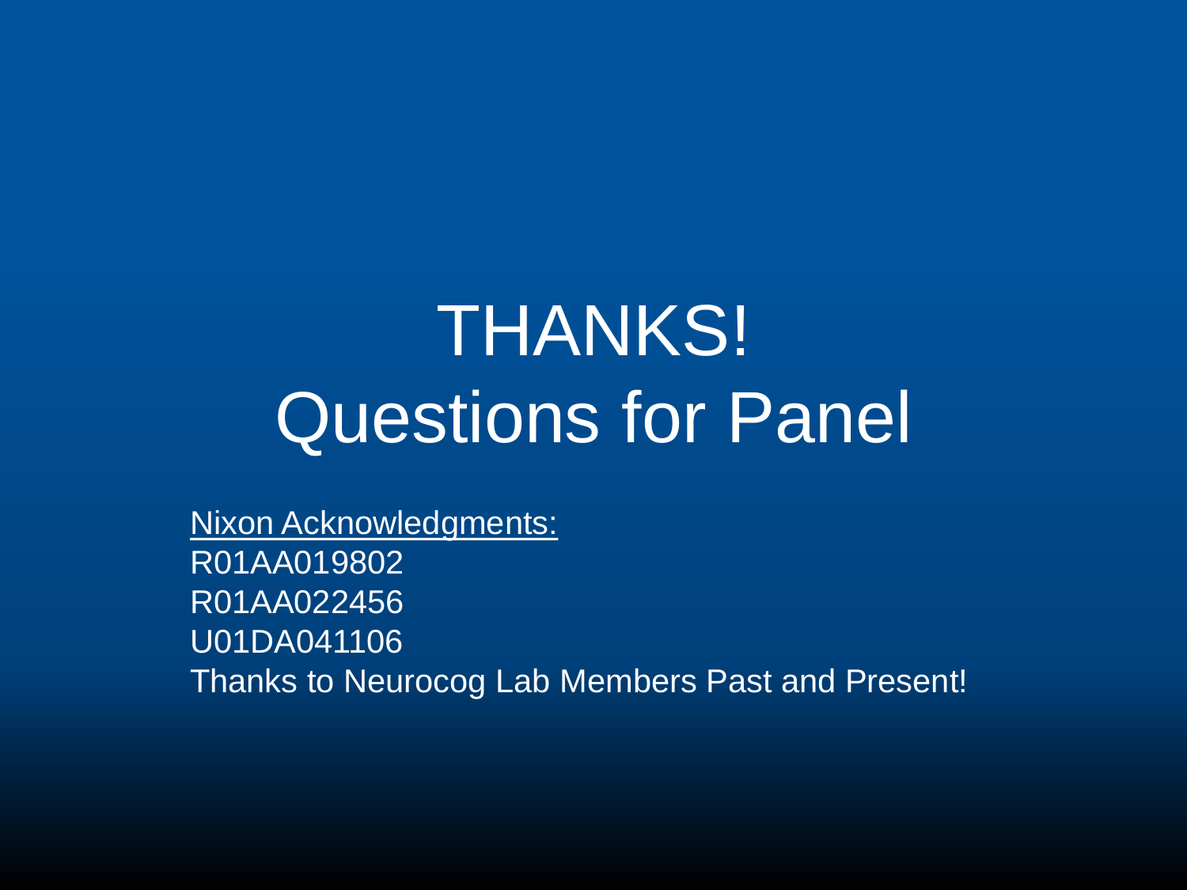# THANKS!
# Questions for Panel

<u>Nixon Acknowledgments:</u>
R01AA019802
R01AA022456
U01DA041106
Thanks to Neurocog Lab Members Past and Present!